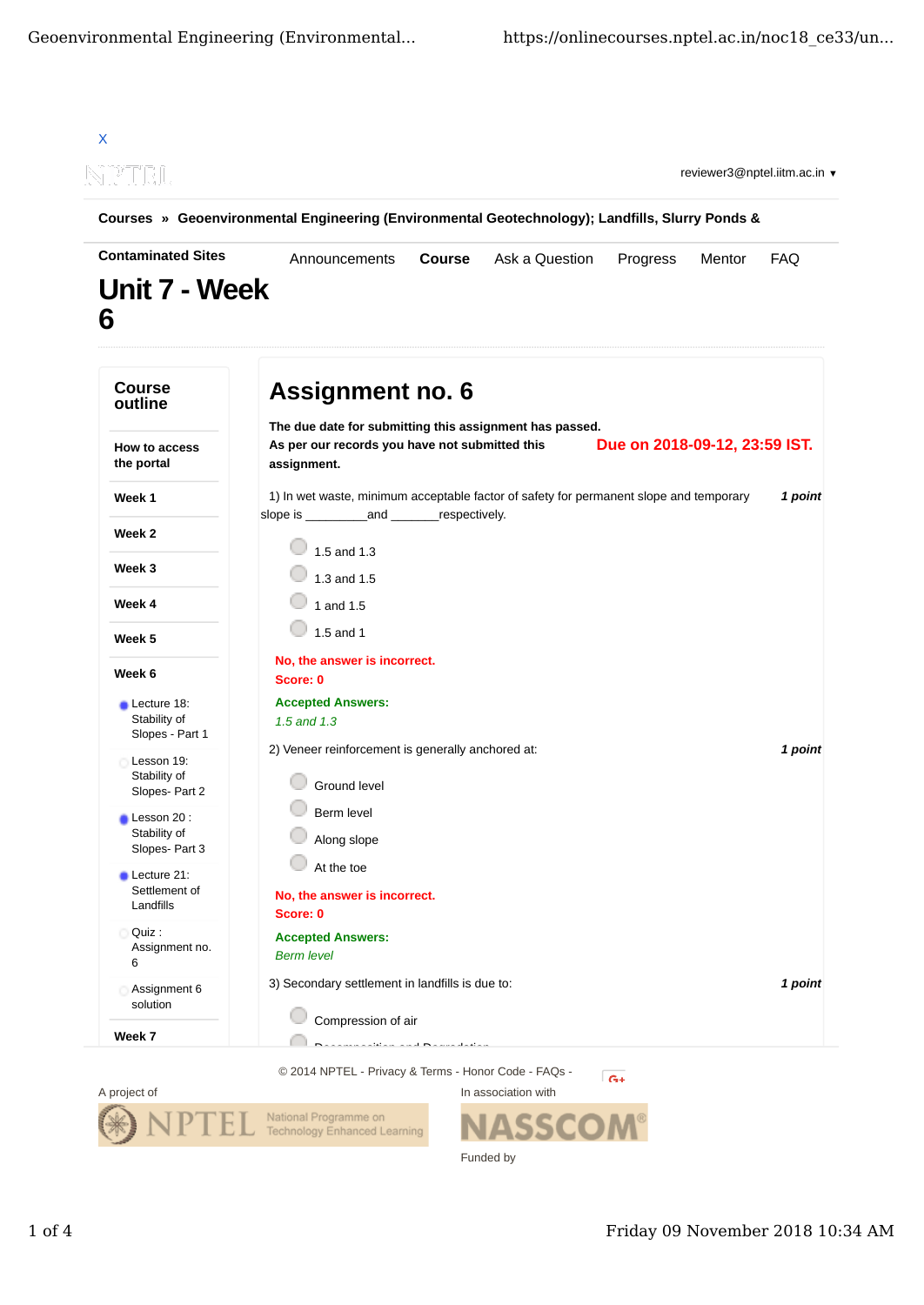X

reviewer3@nptel.iitm.ac.in ▾

**Courses » Geoenvironmental Engineering (Environmental Geotechnology); Landfills, Slurry Ponds & Contaminated Sites**

Announcements | **Course** | Ask a Question | Progress | Mentor | FAQ

# Unit 7 - Week 6

## Course outline

- **How to access the portal**
- **Week 1**
- **Week 2**
- **Week 3**
- **Week 4**
- **Week 5**
- **Week 6**
  - Lecture 18: Stability of Slopes - Part 1
  - Lesson 19: Stability of Slopes- Part 2
  - Lesson 20 : Stability of Slopes- Part 3
  - Lecture 21: Settlement of Landfills
  - Quiz : Assignment no. 6
  - Assignment 6 solution
- **Week 7**

# Assignment no. 6

**The due date for submitting this assignment has passed.**
**As per our records you have not submitted this assignment.**

**Due on 2018-09-12, 23:59 IST.**

1) In wet waste, minimum acceptable factor of safety for permanent slope and temporary slope is _________and _______respectively. ***1 point***

- 1.5 and 1.3
- 1.3 and 1.5
- 1 and 1.5
- 1.5 and 1

**No, the answer is incorrect.**
**Score: 0**
**Accepted Answers:**
*1.5 and 1.3*

2) Veneer reinforcement is generally anchored at: ***1 point***

- Ground level
- Berm level
- Along slope
- At the toe

**No, the answer is incorrect.**
**Score: 0**
**Accepted Answers:**
*Berm level*

3) Secondary settlement in landfills is due to: ***1 point***

- Compression of air
- Decomposition and Degradation

© 2014 NPTEL - Privacy & Terms - Honor Code - FAQs -

A project of NPTEL National Programme on Technology Enhanced Learning

In association with NASSCOM

Funded by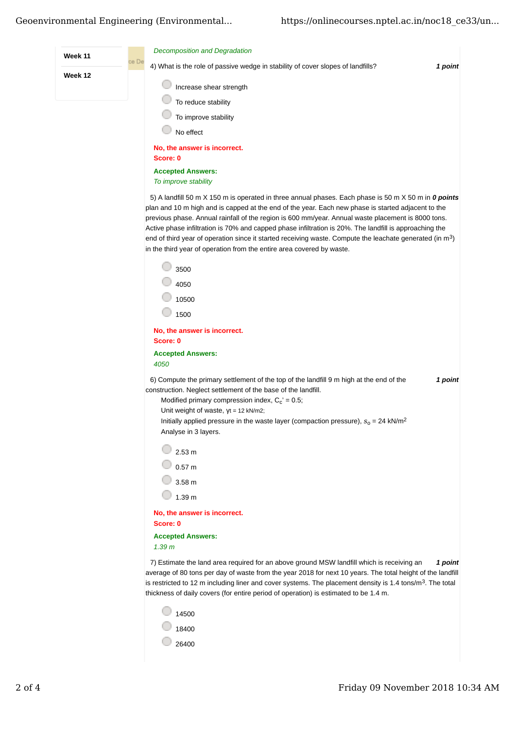- Week 11
- Week 12

*Decomposition and Degradation*

4) What is the role of passive wedge in stability of cover slopes of landfills? ***1 point***

- Increase shear strength
- To reduce stability
- To improve stability
- No effect

**No, the answer is incorrect.**
**Score: 0**

**Accepted Answers:**
*To improve stability*

5) A landfill 50 m X 150 m is operated in three annual phases. Each phase is 50 m X 50 m in plan and 10 m high and is capped at the end of the year. Each new phase is started adjacent to the previous phase. Annual rainfall of the region is 600 mm/year. Annual waste placement is 8000 tons. Active phase infiltration is 70% and capped phase infiltration is 20%. The landfill is approaching the end of third year of operation since it started receiving waste. Compute the leachate generated (in $m^3$) in the third year of operation from the entire area covered by waste. ***0 points***

- 3500
- 4050
- 10500
- 1500

**No, the answer is incorrect.**
**Score: 0**

**Accepted Answers:**
*4050*

6) Compute the primary settlement of the top of the landfill 9 m high at the end of the construction. Neglect settlement of the base of the landfill. ***1 point***

Modified primary compression index, $C_c' = 0.5$;
Unit weight of waste, $\gamma_t = 12$ kN/m2;
Initially applied pressure in the waste layer (compaction pressure), $s_o = 24$ kN/m$^2$
Analyse in 3 layers.

- 2.53 m
- 0.57 m
- 3.58 m
- 1.39 m

**No, the answer is incorrect.**
**Score: 0**

**Accepted Answers:**
*1.39 m*

7) Estimate the land area required for an above ground MSW landfill which is receiving an average of 80 tons per day of waste from the year 2018 for next 10 years. The total height of the landfill is restricted to 12 m including liner and cover systems. The placement density is 1.4 tons/$m^3$. The total thickness of daily covers (for entire period of operation) is estimated to be 1.4 m. ***1 point***

- 14500
- 18400
- 26400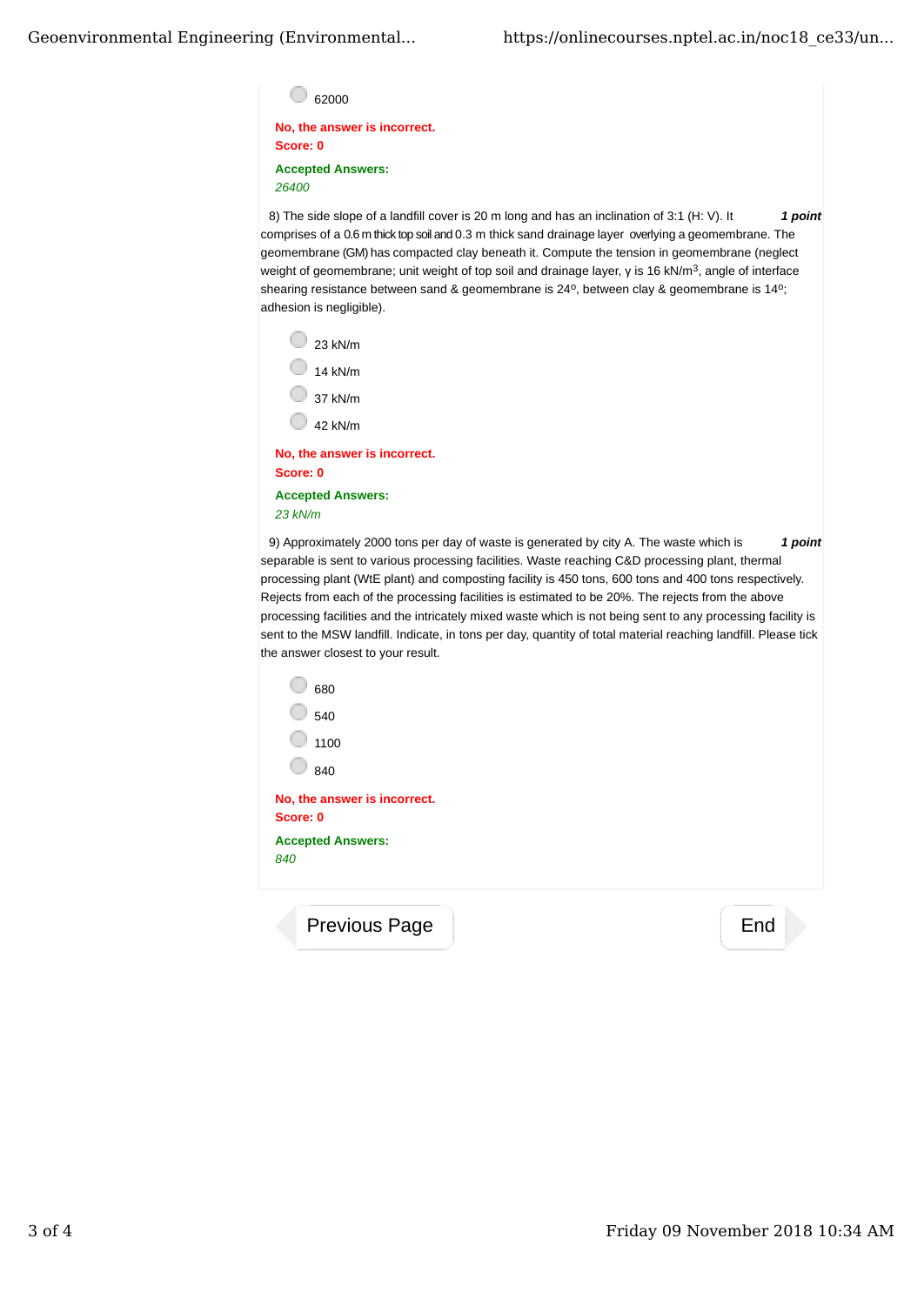62000

**No, the answer is incorrect.**
**Score: 0**

**Accepted Answers:**
*26400*

8) The side slope of a landfill cover is 20 m long and has an inclination of 3:1 (H: V). It comprises of a 0.6 m thick top soil and 0.3 m thick sand drainage layer overlying a geomembrane. The geomembrane (GM) has compacted clay beneath it. Compute the tension in geomembrane (neglect weight of geomembrane; unit weight of top soil and drainage layer, γ is 16 $kN/m^3$, angle of interface shearing resistance between sand & geomembrane is 24º, between clay & geomembrane is 14º; adhesion is negligible). ***1 point***

- 23 kN/m
- 14 kN/m
- 37 kN/m
- 42 kN/m

**No, the answer is incorrect.**
**Score: 0**

**Accepted Answers:**
*23 kN/m*

9) Approximately 2000 tons per day of waste is generated by city A. The waste which is separable is sent to various processing facilities. Waste reaching C&D processing plant, thermal processing plant (WtE plant) and composting facility is 450 tons, 600 tons and 400 tons respectively. Rejects from each of the processing facilities is estimated to be 20%. The rejects from the above processing facilities and the intricately mixed waste which is not being sent to any processing facility is sent to the MSW landfill. Indicate, in tons per day, quantity of total material reaching landfill. Please tick the answer closest to your result. ***1 point***

- 680
- 540
- 1100
- 840

**No, the answer is incorrect.**
**Score: 0**

**Accepted Answers:**
*840*

Previous Page | End